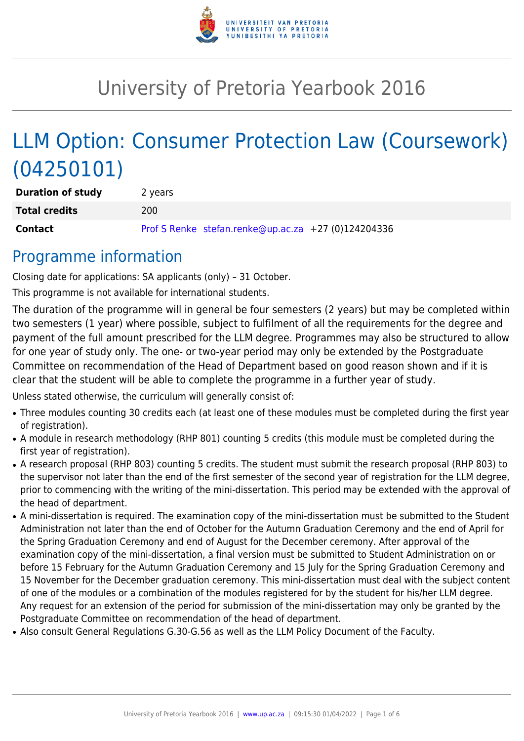# University of Pretoria Yearbook 2016

## LLM Option: Consumer Protection Law (Coursework) (04250101)

| | |
|---|---|
| **Duration of study** | 2 years |
| **Total credits** | 200 |
| **Contact** | Prof S Renke stefan.renke@up.ac.za +27 (0)124204336 |

## Programme information

Closing date for applications: SA applicants (only) – 31 October.

This programme is not available for international students.

The duration of the programme will in general be four semesters (2 years) but may be completed within two semesters (1 year) where possible, subject to fulfilment of all the requirements for the degree and payment of the full amount prescribed for the LLM degree. Programmes may also be structured to allow for one year of study only. The one- or two-year period may only be extended by the Postgraduate Committee on recommendation of the Head of Department based on good reason shown and if it is clear that the student will be able to complete the programme in a further year of study.

Unless stated otherwise, the curriculum will generally consist of:

- Three modules counting 30 credits each (at least one of these modules must be completed during the first year of registration).
- A module in research methodology (RHP 801) counting 5 credits (this module must be completed during the first year of registration).
- A research proposal (RHP 803) counting 5 credits. The student must submit the research proposal (RHP 803) to the supervisor not later than the end of the first semester of the second year of registration for the LLM degree, prior to commencing with the writing of the mini-dissertation. This period may be extended with the approval of the head of department.
- A mini-dissertation is required. The examination copy of the mini-dissertation must be submitted to the Student Administration not later than the end of October for the Autumn Graduation Ceremony and the end of April for the Spring Graduation Ceremony and end of August for the December ceremony. After approval of the examination copy of the mini-dissertation, a final version must be submitted to Student Administration on or before 15 February for the Autumn Graduation Ceremony and 15 July for the Spring Graduation Ceremony and 15 November for the December graduation ceremony. This mini-dissertation must deal with the subject content of one of the modules or a combination of the modules registered for by the student for his/her LLM degree. Any request for an extension of the period for submission of the mini-dissertation may only be granted by the Postgraduate Committee on recommendation of the head of department.
- Also consult General Regulations G.30-G.56 as well as the LLM Policy Document of the Faculty.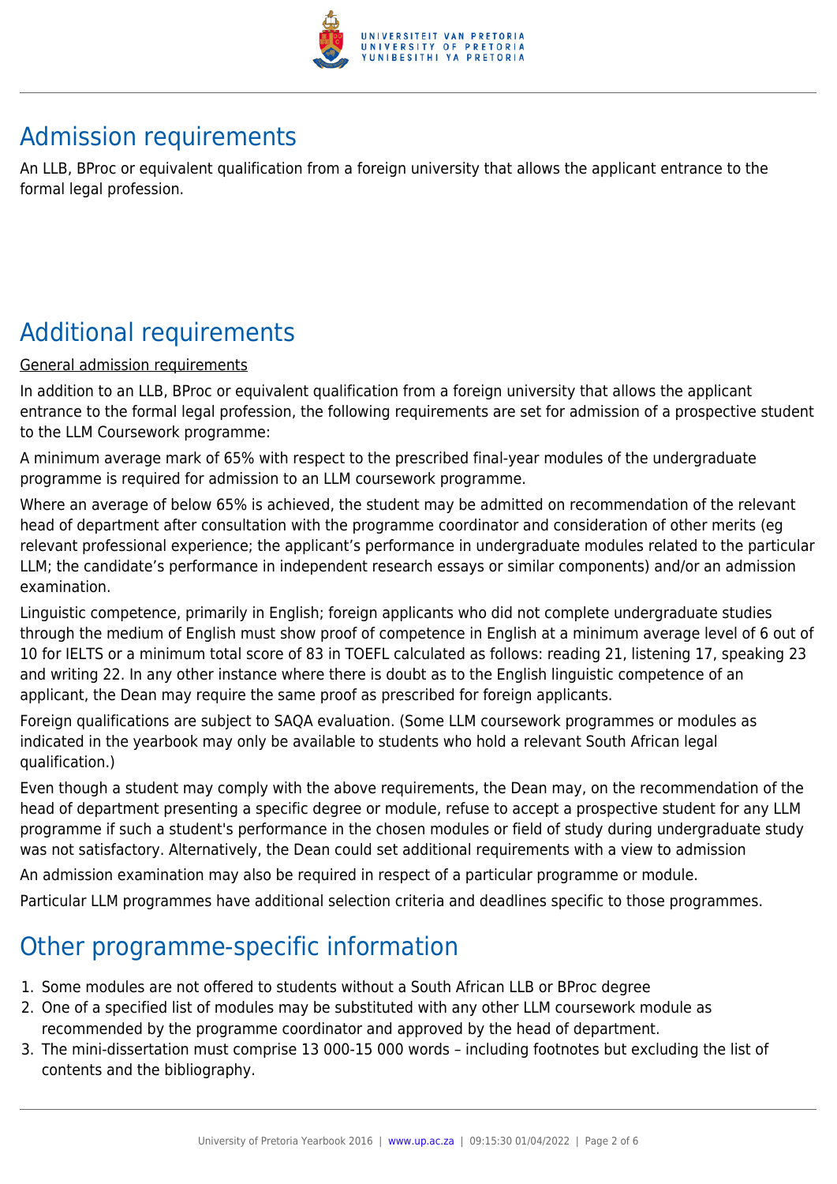## Admission requirements

An LLB, BProc or equivalent qualification from a foreign university that allows the applicant entrance to the formal legal profession.

## Additional requirements

General admission requirements

In addition to an LLB, BProc or equivalent qualification from a foreign university that allows the applicant entrance to the formal legal profession, the following requirements are set for admission of a prospective student to the LLM Coursework programme:

A minimum average mark of 65% with respect to the prescribed final-year modules of the undergraduate programme is required for admission to an LLM coursework programme.

Where an average of below 65% is achieved, the student may be admitted on recommendation of the relevant head of department after consultation with the programme coordinator and consideration of other merits (eg relevant professional experience; the applicant's performance in undergraduate modules related to the particular LLM; the candidate's performance in independent research essays or similar components) and/or an admission examination.

Linguistic competence, primarily in English; foreign applicants who did not complete undergraduate studies through the medium of English must show proof of competence in English at a minimum average level of 6 out of 10 for IELTS or a minimum total score of 83 in TOEFL calculated as follows: reading 21, listening 17, speaking 23 and writing 22. In any other instance where there is doubt as to the English linguistic competence of an applicant, the Dean may require the same proof as prescribed for foreign applicants.

Foreign qualifications are subject to SAQA evaluation. (Some LLM coursework programmes or modules as indicated in the yearbook may only be available to students who hold a relevant South African legal qualification.)

Even though a student may comply with the above requirements, the Dean may, on the recommendation of the head of department presenting a specific degree or module, refuse to accept a prospective student for any LLM programme if such a student's performance in the chosen modules or field of study during undergraduate study was not satisfactory. Alternatively, the Dean could set additional requirements with a view to admission

An admission examination may also be required in respect of a particular programme or module.

Particular LLM programmes have additional selection criteria and deadlines specific to those programmes.

## Other programme-specific information

1. Some modules are not offered to students without a South African LLB or BProc degree
2. One of a specified list of modules may be substituted with any other LLM coursework module as recommended by the programme coordinator and approved by the head of department.
3. The mini-dissertation must comprise 13 000-15 000 words – including footnotes but excluding the list of contents and the bibliography.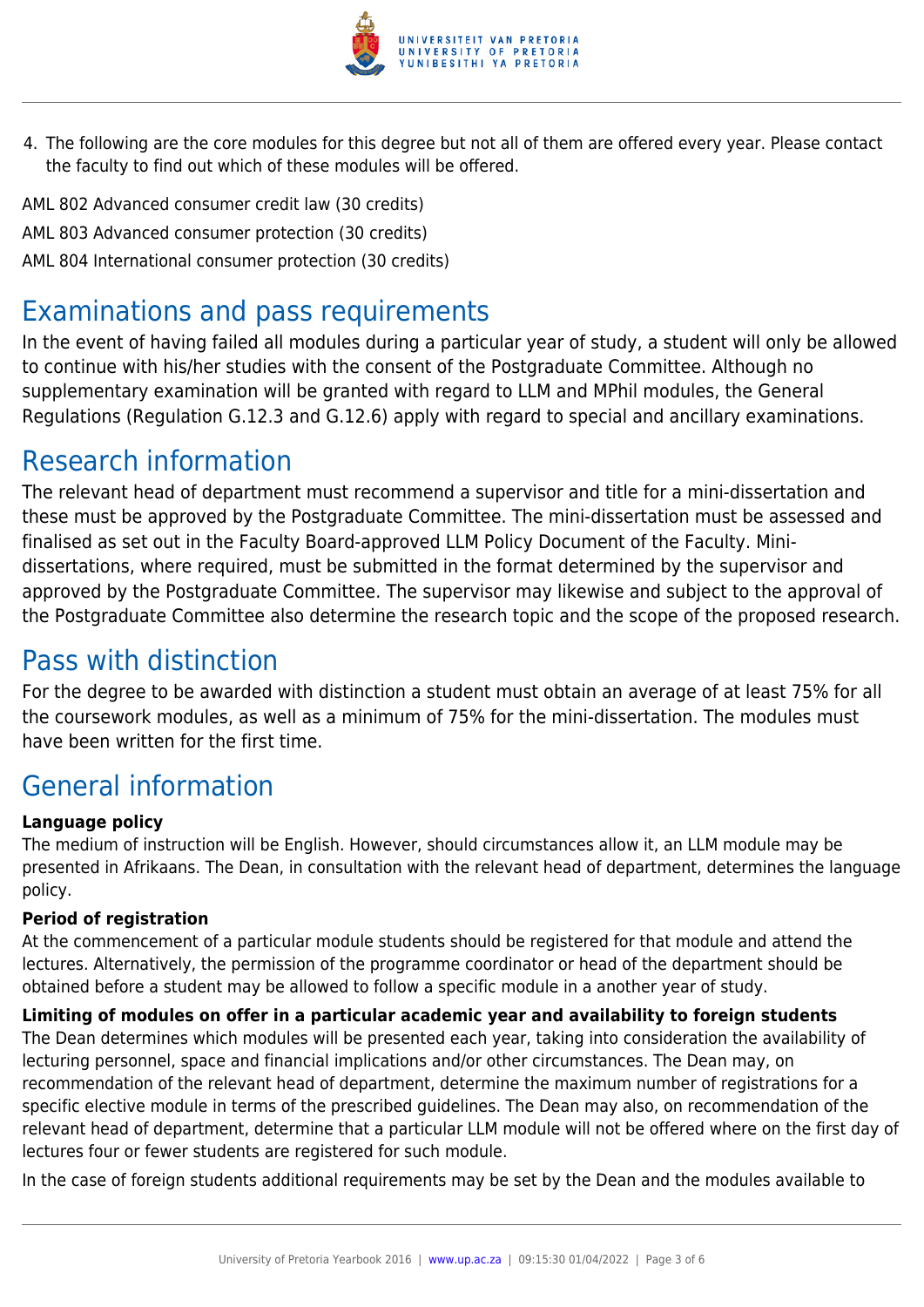4. The following are the core modules for this degree but not all of them are offered every year. Please contact the faculty to find out which of these modules will be offered.

AML 802 Advanced consumer credit law (30 credits)

AML 803 Advanced consumer protection (30 credits)

AML 804 International consumer protection (30 credits)

## Examinations and pass requirements

In the event of having failed all modules during a particular year of study, a student will only be allowed to continue with his/her studies with the consent of the Postgraduate Committee. Although no supplementary examination will be granted with regard to LLM and MPhil modules, the General Regulations (Regulation G.12.3 and G.12.6) apply with regard to special and ancillary examinations.

## Research information

The relevant head of department must recommend a supervisor and title for a mini-dissertation and these must be approved by the Postgraduate Committee. The mini-dissertation must be assessed and finalised as set out in the Faculty Board-approved LLM Policy Document of the Faculty. Mini-dissertations, where required, must be submitted in the format determined by the supervisor and approved by the Postgraduate Committee. The supervisor may likewise and subject to the approval of the Postgraduate Committee also determine the research topic and the scope of the proposed research.

## Pass with distinction

For the degree to be awarded with distinction a student must obtain an average of at least 75% for all the coursework modules, as well as a minimum of 75% for the mini-dissertation. The modules must have been written for the first time.

## General information

**Language policy**

The medium of instruction will be English. However, should circumstances allow it, an LLM module may be presented in Afrikaans. The Dean, in consultation with the relevant head of department, determines the language policy.

**Period of registration**

At the commencement of a particular module students should be registered for that module and attend the lectures. Alternatively, the permission of the programme coordinator or head of the department should be obtained before a student may be allowed to follow a specific module in a another year of study.

**Limiting of modules on offer in a particular academic year and availability to foreign students**

The Dean determines which modules will be presented each year, taking into consideration the availability of lecturing personnel, space and financial implications and/or other circumstances. The Dean may, on recommendation of the relevant head of department, determine the maximum number of registrations for a specific elective module in terms of the prescribed guidelines. The Dean may also, on recommendation of the relevant head of department, determine that a particular LLM module will not be offered where on the first day of lectures four or fewer students are registered for such module.

In the case of foreign students additional requirements may be set by the Dean and the modules available to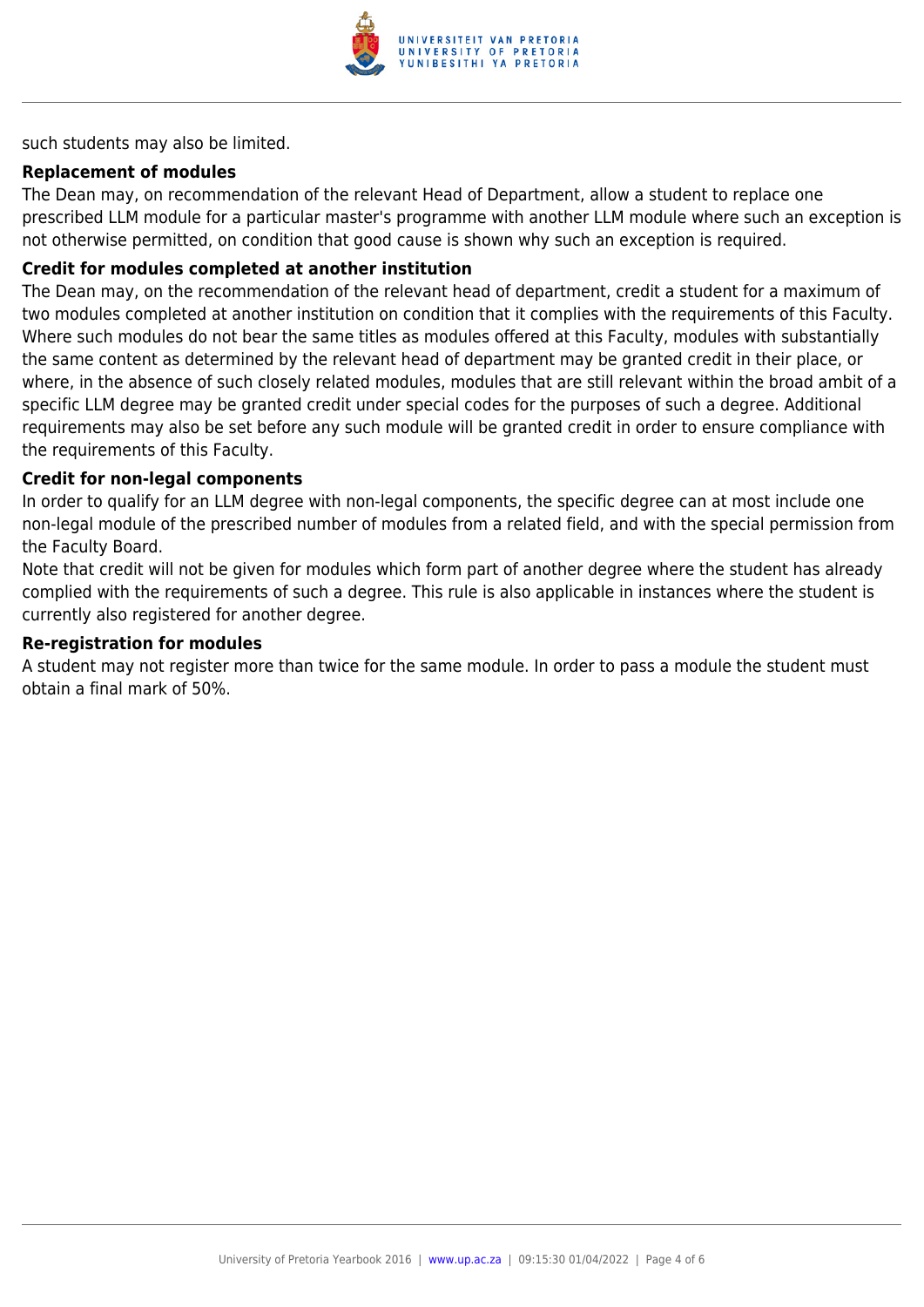such students may also be limited.

**Replacement of modules**

The Dean may, on recommendation of the relevant Head of Department, allow a student to replace one prescribed LLM module for a particular master's programme with another LLM module where such an exception is not otherwise permitted, on condition that good cause is shown why such an exception is required.

**Credit for modules completed at another institution**

The Dean may, on the recommendation of the relevant head of department, credit a student for a maximum of two modules completed at another institution on condition that it complies with the requirements of this Faculty. Where such modules do not bear the same titles as modules offered at this Faculty, modules with substantially the same content as determined by the relevant head of department may be granted credit in their place, or where, in the absence of such closely related modules, modules that are still relevant within the broad ambit of a specific LLM degree may be granted credit under special codes for the purposes of such a degree. Additional requirements may also be set before any such module will be granted credit in order to ensure compliance with the requirements of this Faculty.

**Credit for non-legal components**

In order to qualify for an LLM degree with non-legal components, the specific degree can at most include one non-legal module of the prescribed number of modules from a related field, and with the special permission from the Faculty Board.

Note that credit will not be given for modules which form part of another degree where the student has already complied with the requirements of such a degree. This rule is also applicable in instances where the student is currently also registered for another degree.

**Re-registration for modules**

A student may not register more than twice for the same module. In order to pass a module the student must obtain a final mark of 50%.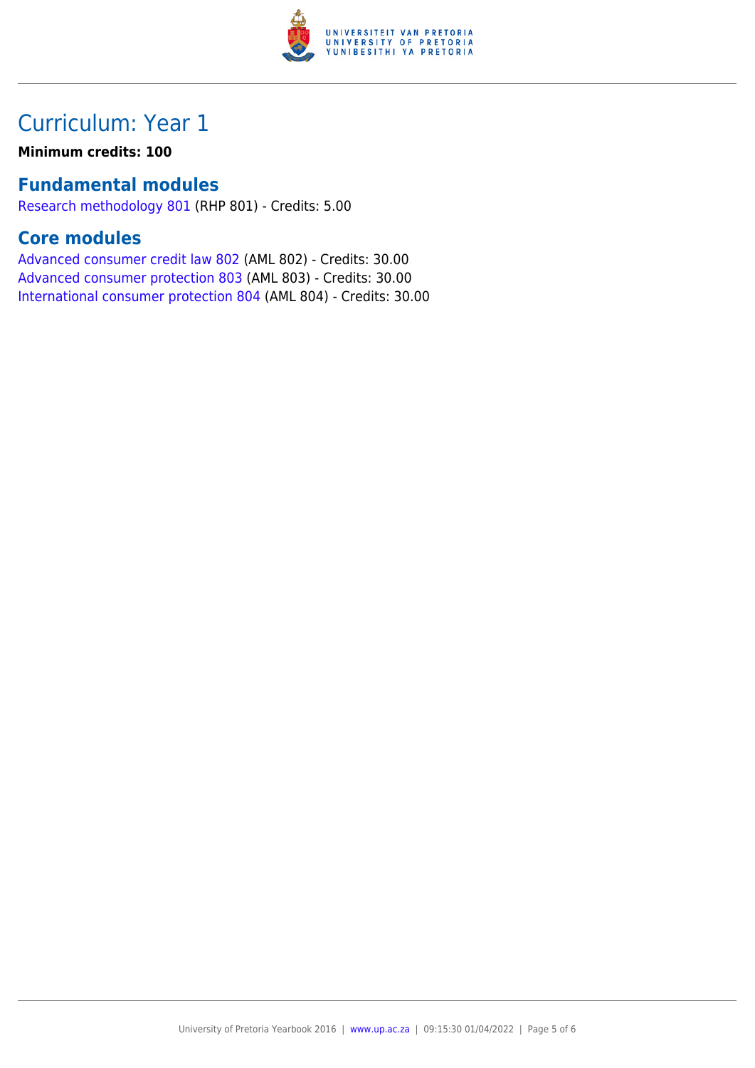# Curriculum: Year 1

**Minimum credits: 100**

## Fundamental modules

Research methodology 801 (RHP 801) - Credits: 5.00

## Core modules

Advanced consumer credit law 802 (AML 802) - Credits: 30.00
Advanced consumer protection 803 (AML 803) - Credits: 30.00
International consumer protection 804 (AML 804) - Credits: 30.00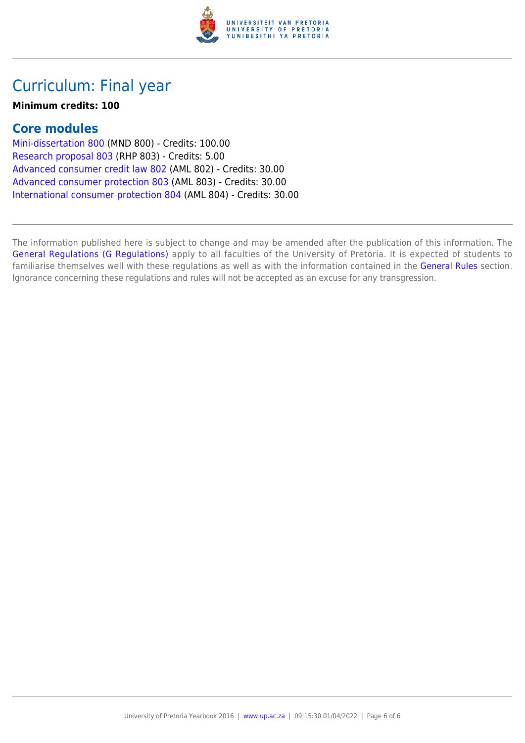## Curriculum: Final year

**Minimum credits: 100**

### Core modules

Mini-dissertation 800 (MND 800) - Credits: 100.00
Research proposal 803 (RHP 803) - Credits: 5.00
Advanced consumer credit law 802 (AML 802) - Credits: 30.00
Advanced consumer protection 803 (AML 803) - Credits: 30.00
International consumer protection 804 (AML 804) - Credits: 30.00

The information published here is subject to change and may be amended after the publication of this information. The General Regulations (G Regulations) apply to all faculties of the University of Pretoria. It is expected of students to familiarise themselves well with these regulations as well as with the information contained in the General Rules section. Ignorance concerning these regulations and rules will not be accepted as an excuse for any transgression.